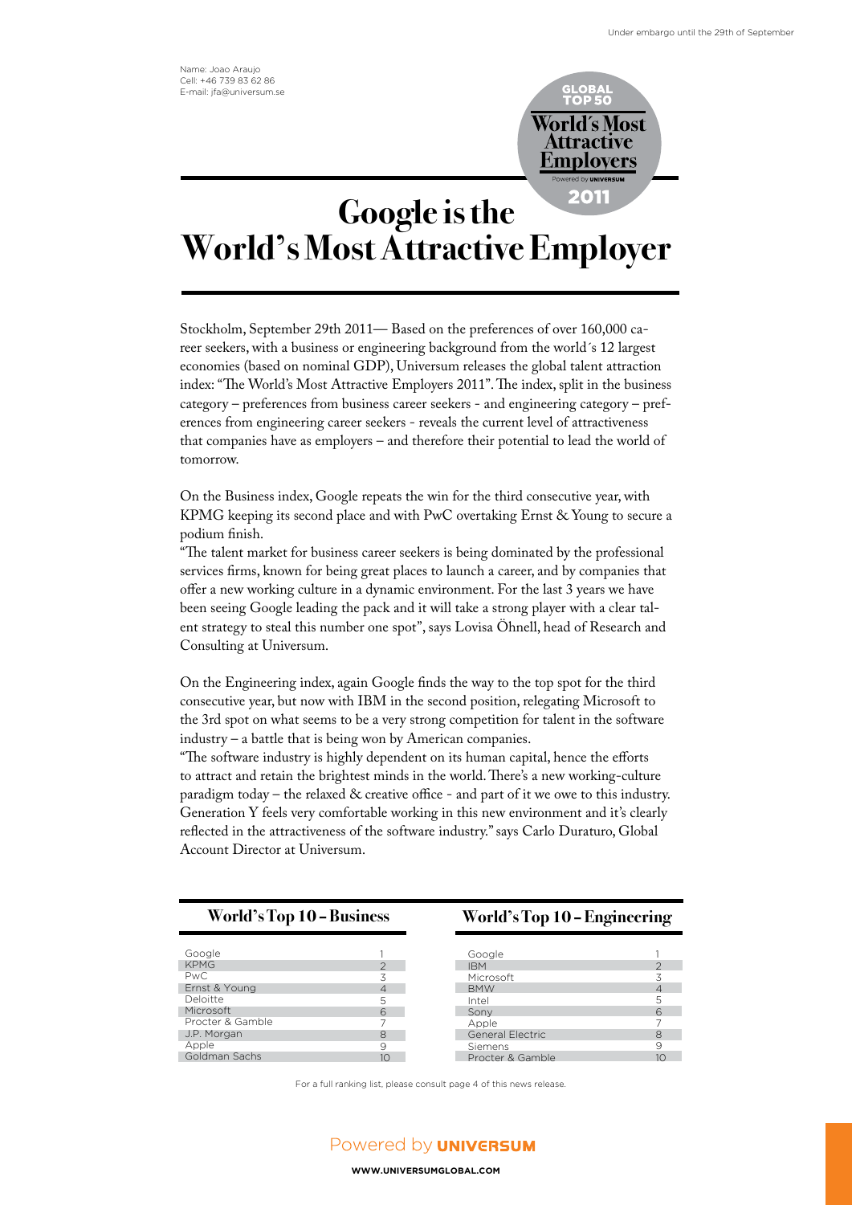Under embargo until the 29th of September

Name: Joao Araujo
Cell: +46 739 83 62 86
E-mail: jfa@universum.se

GLOBAL TOP 50
World´s Most Attractive Employers
Powered by UNIVERSUM
2011

# Google is the World's Most Attractive Employer

Stockholm, September 29th 2011— Based on the preferences of over 160,000 career seekers, with a business or engineering background from the world´s 12 largest economies (based on nominal GDP), Universum releases the global talent attraction index: "The World's Most Attractive Employers 2011". The index, split in the business category – preferences from business career seekers - and engineering category – preferences from engineering career seekers - reveals the current level of attractiveness that companies have as employers – and therefore their potential to lead the world of tomorrow.

On the Business index, Google repeats the win for the third consecutive year, with KPMG keeping its second place and with PwC overtaking Ernst & Young to secure a podium finish.

"The talent market for business career seekers is being dominated by the professional services firms, known for being great places to launch a career, and by companies that offer a new working culture in a dynamic environment. For the last 3 years we have been seeing Google leading the pack and it will take a strong player with a clear talent strategy to steal this number one spot", says Lovisa Öhnell, head of Research and Consulting at Universum.

On the Engineering index, again Google finds the way to the top spot for the third consecutive year, but now with IBM in the second position, relegating Microsoft to the 3rd spot on what seems to be a very strong competition for talent in the software industry – a battle that is being won by American companies.

"The software industry is highly dependent on its human capital, hence the efforts to attract and retain the brightest minds in the world. There's a new working-culture paradigm today – the relaxed & creative office - and part of it we owe to this industry. Generation Y feels very comfortable working in this new environment and it's clearly reflected in the attractiveness of the software industry." says Carlo Duraturo, Global Account Director at Universum.

### World's Top 10 – Business

| | |
|---|---|
| Google | 1 |
| KPMG | 2 |
| PwC | 3 |
| Ernst & Young | 4 |
| Deloitte | 5 |
| Microsoft | 6 |
| Procter & Gamble | 7 |
| J.P. Morgan | 8 |
| Apple | 9 |
| Goldman Sachs | 10 |

### World's Top 10 – Engineering

| | |
|---|---|
| Google | 1 |
| IBM | 2 |
| Microsoft | 3 |
| BMW | 4 |
| Intel | 5 |
| Sony | 6 |
| Apple | 7 |
| General Electric | 8 |
| Siemens | 9 |
| Procter & Gamble | 10 |

For a full ranking list, please consult page 4 of this news release.

Powered by UNIVERSUM

WWW.UNIVERSUMGLOBAL.COM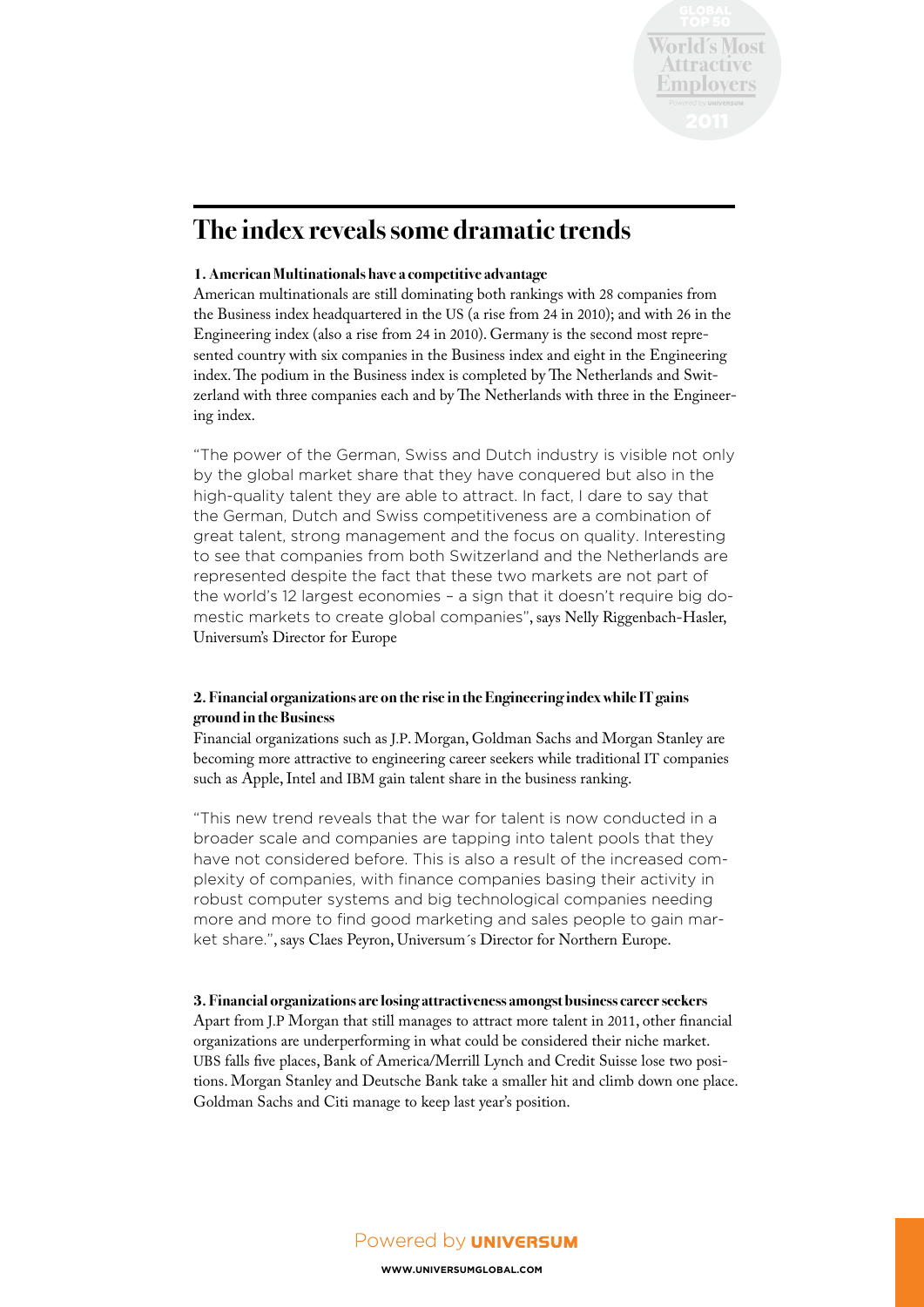# The index reveals some dramatic trends

**1. American Multinationals have a competitive advantage**

American multinationals are still dominating both rankings with 28 companies from the Business index headquartered in the US (a rise from 24 in 2010); and with 26 in the Engineering index (also a rise from 24 in 2010). Germany is the second most represented country with six companies in the Business index and eight in the Engineering index. The podium in the Business index is completed by The Netherlands and Switzerland with three companies each and by The Netherlands with three in the Engineering index.

"The power of the German, Swiss and Dutch industry is visible not only by the global market share that they have conquered but also in the high-quality talent they are able to attract. In fact, I dare to say that the German, Dutch and Swiss competitiveness are a combination of great talent, strong management and the focus on quality. Interesting to see that companies from both Switzerland and the Netherlands are represented despite the fact that these two markets are not part of the world's 12 largest economies – a sign that it doesn't require big domestic markets to create global companies", says Nelly Riggenbach-Hasler, Universum's Director for Europe

**2. Financial organizations are on the rise in the Engineering index while IT gains ground in the Business**

Financial organizations such as J.P. Morgan, Goldman Sachs and Morgan Stanley are becoming more attractive to engineering career seekers while traditional IT companies such as Apple, Intel and IBM gain talent share in the business ranking.

"This new trend reveals that the war for talent is now conducted in a broader scale and companies are tapping into talent pools that they have not considered before. This is also a result of the increased complexity of companies, with finance companies basing their activity in robust computer systems and big technological companies needing more and more to find good marketing and sales people to gain market share.", says Claes Peyron, Universum´s Director for Northern Europe.

**3. Financial organizations are losing attractiveness amongst business career seekers**

Apart from J.P Morgan that still manages to attract more talent in 2011, other financial organizations are underperforming in what could be considered their niche market. UBS falls five places, Bank of America/Merrill Lynch and Credit Suisse lose two positions. Morgan Stanley and Deutsche Bank take a smaller hit and climb down one place. Goldman Sachs and Citi manage to keep last year's position.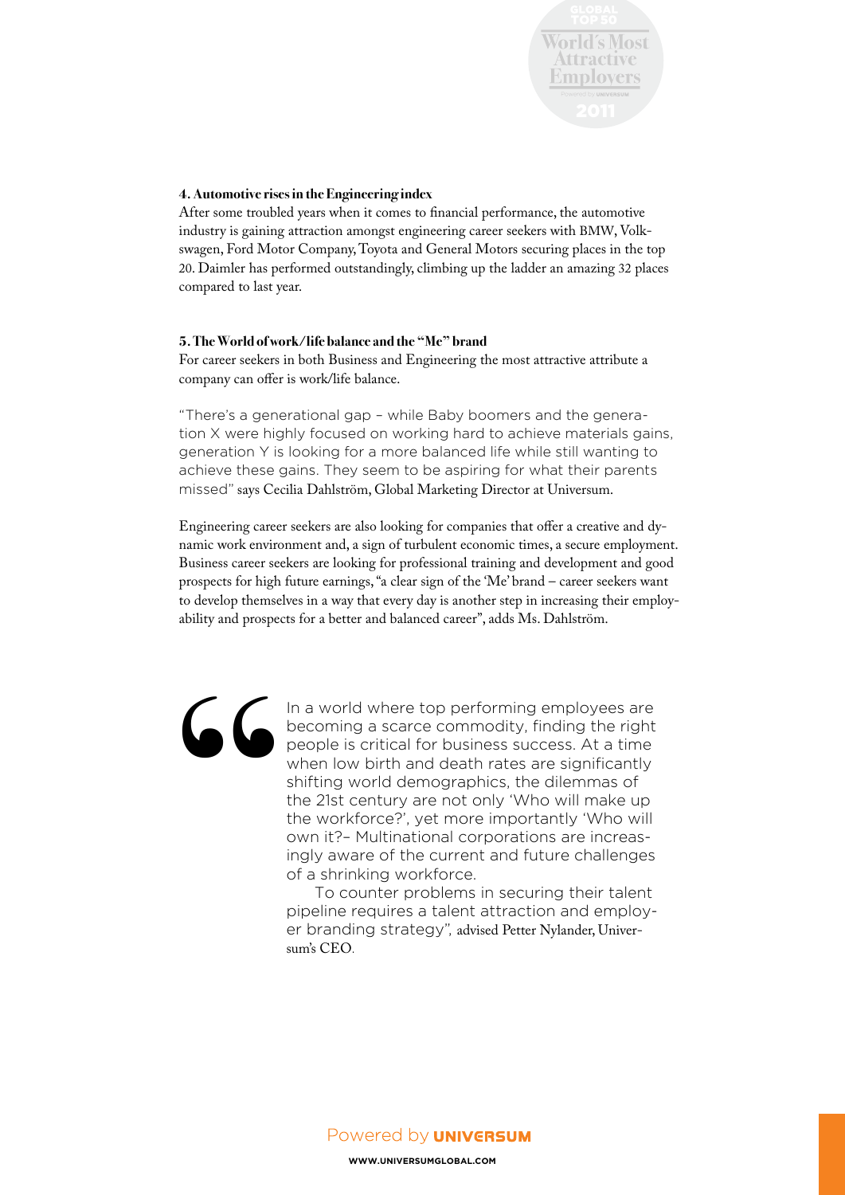### 4. Automotive rises in the Engineering index

After some troubled years when it comes to financial performance, the automotive industry is gaining attraction amongst engineering career seekers with BMW, Volkswagen, Ford Motor Company, Toyota and General Motors securing places in the top 20. Daimler has performed outstandingly, climbing up the ladder an amazing 32 places compared to last year.

### 5. The World of work/life balance and the "Me" brand

For career seekers in both Business and Engineering the most attractive attribute a company can offer is work/life balance.

"There's a generational gap – while Baby boomers and the generation X were highly focused on working hard to achieve materials gains, generation Y is looking for a more balanced life while still wanting to achieve these gains. They seem to be aspiring for what their parents missed" says Cecilia Dahlström, Global Marketing Director at Universum.

Engineering career seekers are also looking for companies that offer a creative and dynamic work environment and, a sign of turbulent economic times, a secure employment. Business career seekers are looking for professional training and development and good prospects for high future earnings, "a clear sign of the 'Me' brand – career seekers want to develop themselves in a way that every day is another step in increasing their employability and prospects for a better and balanced career", adds Ms. Dahlström.

> In a world where top performing employees are becoming a scarce commodity, finding the right people is critical for business success. At a time when low birth and death rates are significantly shifting world demographics, the dilemmas of the 21st century are not only 'Who will make up the workforce?', yet more importantly 'Who will own it?– Multinational corporations are increasingly aware of the current and future challenges of a shrinking workforce.
>
> To counter problems in securing their talent pipeline requires a talent attraction and employer branding strategy", advised Petter Nylander, Universum's CEO.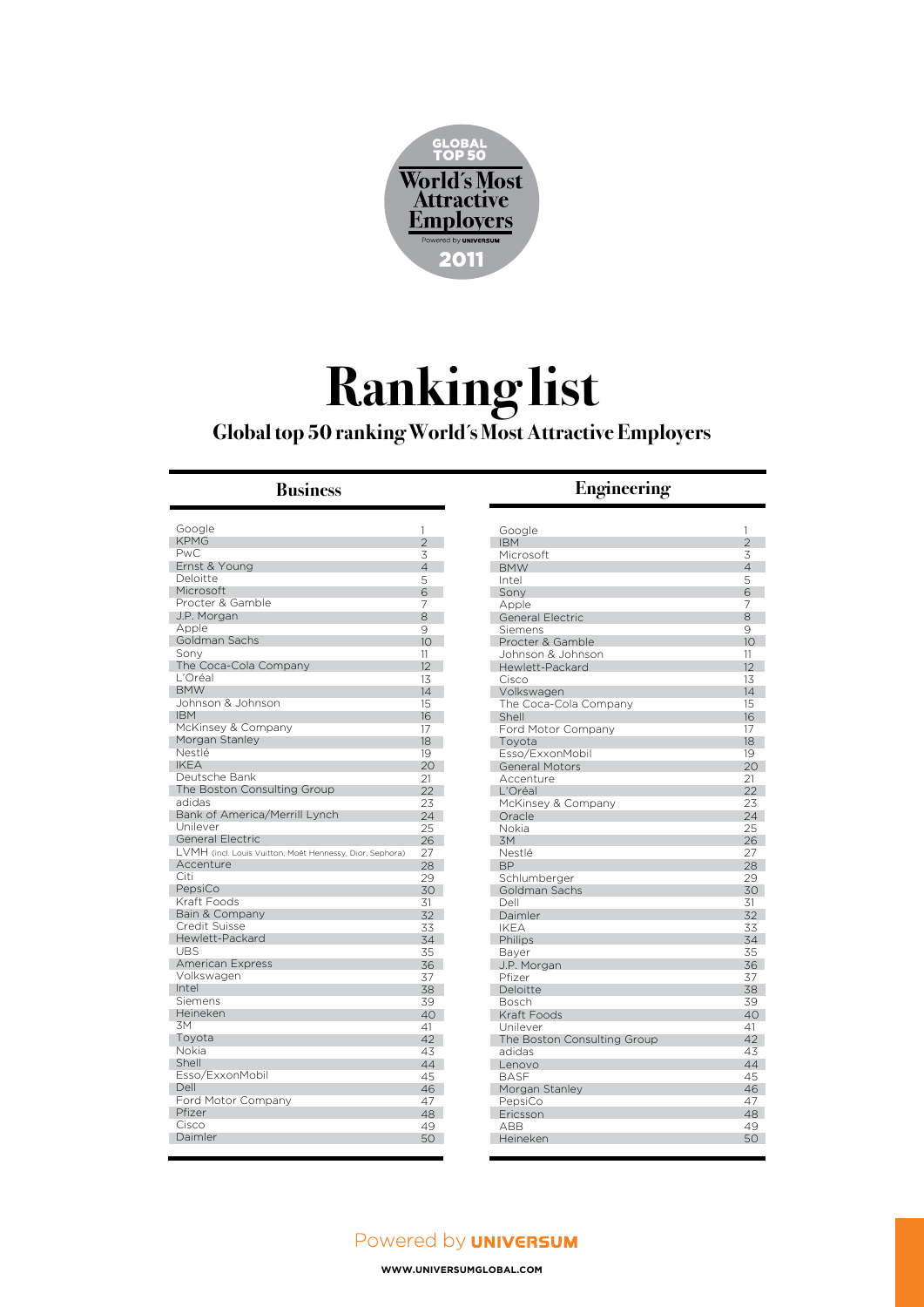GLOBAL TOP 50

World´s Most Attractive Employers

Powered by UNIVERSUM

2011

# Ranking list

## Global top 50 ranking World´s Most Attractive Employers

### Business

| | |
|---|---|
| Google | 1 |
| KPMG | 2 |
| PwC | 3 |
| Ernst & Young | 4 |
| Deloitte | 5 |
| Microsoft | 6 |
| Procter & Gamble | 7 |
| J.P. Morgan | 8 |
| Apple | 9 |
| Goldman Sachs | 10 |
| Sony | 11 |
| The Coca-Cola Company | 12 |
| L'Oréal | 13 |
| BMW | 14 |
| Johnson & Johnson | 15 |
| IBM | 16 |
| McKinsey & Company | 17 |
| Morgan Stanley | 18 |
| Nestlé | 19 |
| IKEA | 20 |
| Deutsche Bank | 21 |
| The Boston Consulting Group | 22 |
| adidas | 23 |
| Bank of America/Merrill Lynch | 24 |
| Unilever | 25 |
| General Electric | 26 |
| LVMH (incl. Louis Vuitton, Moët Hennessy, Dior, Sephora) | 27 |
| Accenture | 28 |
| Citi | 29 |
| PepsiCo | 30 |
| Kraft Foods | 31 |
| Bain & Company | 32 |
| Credit Suisse | 33 |
| Hewlett-Packard | 34 |
| UBS | 35 |
| American Express | 36 |
| Volkswagen | 37 |
| Intel | 38 |
| Siemens | 39 |
| Heineken | 40 |
| 3M | 41 |
| Toyota | 42 |
| Nokia | 43 |
| Shell | 44 |
| Esso/ExxonMobil | 45 |
| Dell | 46 |
| Ford Motor Company | 47 |
| Pfizer | 48 |
| Cisco | 49 |
| Daimler | 50 |

### Engineering

| | |
|---|---|
| Google | 1 |
| IBM | 2 |
| Microsoft | 3 |
| BMW | 4 |
| Intel | 5 |
| Sony | 6 |
| Apple | 7 |
| General Electric | 8 |
| Siemens | 9 |
| Procter & Gamble | 10 |
| Johnson & Johnson | 11 |
| Hewlett-Packard | 12 |
| Cisco | 13 |
| Volkswagen | 14 |
| The Coca-Cola Company | 15 |
| Shell | 16 |
| Ford Motor Company | 17 |
| Toyota | 18 |
| Esso/ExxonMobil | 19 |
| General Motors | 20 |
| Accenture | 21 |
| L'Oréal | 22 |
| McKinsey & Company | 23 |
| Oracle | 24 |
| Nokia | 25 |
| 3M | 26 |
| Nestlé | 27 |
| BP | 28 |
| Schlumberger | 29 |
| Goldman Sachs | 30 |
| Dell | 31 |
| Daimler | 32 |
| IKEA | 33 |
| Philips | 34 |
| Bayer | 35 |
| J.P. Morgan | 36 |
| Pfizer | 37 |
| Deloitte | 38 |
| Bosch | 39 |
| Kraft Foods | 40 |
| Unilever | 41 |
| The Boston Consulting Group | 42 |
| adidas | 43 |
| Lenovo | 44 |
| BASF | 45 |
| Morgan Stanley | 46 |
| PepsiCo | 47 |
| Ericsson | 48 |
| ABB | 49 |
| Heineken | 50 |

Powered by UNIVERSUM

WWW.UNIVERSUMGLOBAL.COM